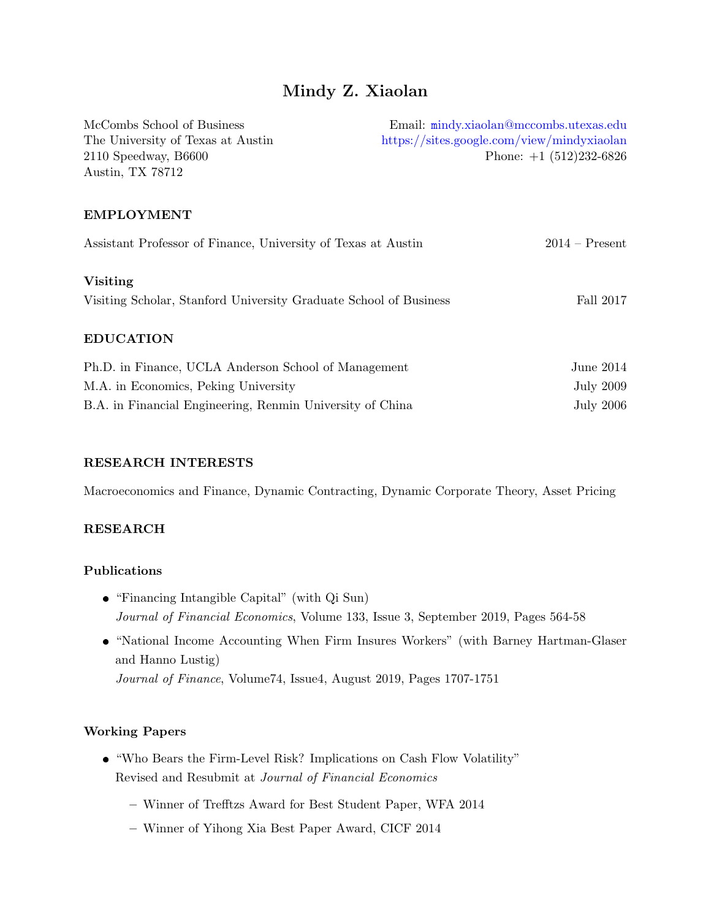# Mindy Z. Xiaolan

McCombs School of Business
The University of Texas at Austin
2110 Speedway, B6600
Austin, TX 78712

Email: mindy.xiaolan@mccombs.utexas.edu
https://sites.google.com/view/mindyxiaolan
Phone: +1 (512)232-6826

## EMPLOYMENT

Assistant Professor of Finance, University of Texas at Austin — 2014 – Present

### Visiting

Visiting Scholar, Stanford University Graduate School of Business — Fall 2017

## EDUCATION

Ph.D. in Finance, UCLA Anderson School of Management — June 2014
M.A. in Economics, Peking University — July 2009
B.A. in Financial Engineering, Renmin University of China — July 2006

## RESEARCH INTERESTS

Macroeconomics and Finance, Dynamic Contracting, Dynamic Corporate Theory, Asset Pricing

## RESEARCH

### Publications

- "Financing Intangible Capital" (with Qi Sun)
  *Journal of Financial Economics*, Volume 133, Issue 3, September 2019, Pages 564-58
- "National Income Accounting When Firm Insures Workers" (with Barney Hartman-Glaser and Hanno Lustig)
  *Journal of Finance*, Volume74, Issue4, August 2019, Pages 1707-1751

### Working Papers

- "Who Bears the Firm-Level Risk? Implications on Cash Flow Volatility"
  Revised and Resubmit at *Journal of Financial Economics*
  - Winner of Trefftzs Award for Best Student Paper, WFA 2014
  - Winner of Yihong Xia Best Paper Award, CICF 2014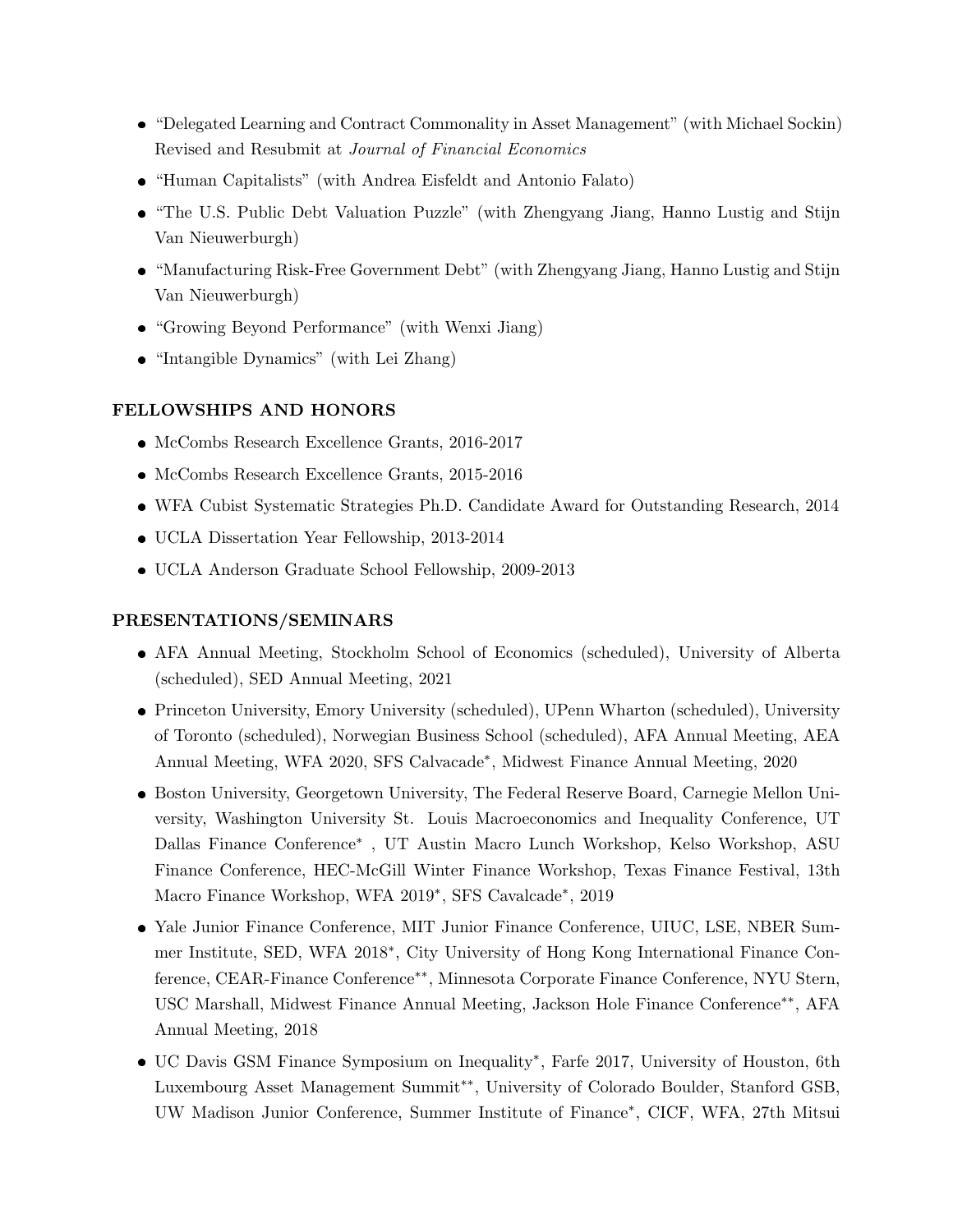- "Delegated Learning and Contract Commonality in Asset Management" (with Michael Sockin) Revised and Resubmit at *Journal of Financial Economics*
- "Human Capitalists" (with Andrea Eisfeldt and Antonio Falato)
- "The U.S. Public Debt Valuation Puzzle" (with Zhengyang Jiang, Hanno Lustig and Stijn Van Nieuwerburgh)
- "Manufacturing Risk-Free Government Debt" (with Zhengyang Jiang, Hanno Lustig and Stijn Van Nieuwerburgh)
- "Growing Beyond Performance" (with Wenxi Jiang)
- "Intangible Dynamics" (with Lei Zhang)

## FELLOWSHIPS AND HONORS

- McCombs Research Excellence Grants, 2016-2017
- McCombs Research Excellence Grants, 2015-2016
- WFA Cubist Systematic Strategies Ph.D. Candidate Award for Outstanding Research, 2014
- UCLA Dissertation Year Fellowship, 2013-2014
- UCLA Anderson Graduate School Fellowship, 2009-2013

## PRESENTATIONS/SEMINARS

- AFA Annual Meeting, Stockholm School of Economics (scheduled), University of Alberta (scheduled), SED Annual Meeting, 2021
- Princeton University, Emory University (scheduled), UPenn Wharton (scheduled), University of Toronto (scheduled), Norwegian Business School (scheduled), AFA Annual Meeting, AEA Annual Meeting, WFA 2020, SFS Calvacade*, Midwest Finance Annual Meeting, 2020
- Boston University, Georgetown University, The Federal Reserve Board, Carnegie Mellon University, Washington University St. Louis Macroeconomics and Inequality Conference, UT Dallas Finance Conference* , UT Austin Macro Lunch Workshop, Kelso Workshop, ASU Finance Conference, HEC-McGill Winter Finance Workshop, Texas Finance Festival, 13th Macro Finance Workshop, WFA 2019*, SFS Cavalcade*, 2019
- Yale Junior Finance Conference, MIT Junior Finance Conference, UIUC, LSE, NBER Summer Institute, SED, WFA 2018*, City University of Hong Kong International Finance Conference, CEAR-Finance Conference**, Minnesota Corporate Finance Conference, NYU Stern, USC Marshall, Midwest Finance Annual Meeting, Jackson Hole Finance Conference**, AFA Annual Meeting, 2018
- UC Davis GSM Finance Symposium on Inequality*, Farfe 2017, University of Houston, 6th Luxembourg Asset Management Summit**, University of Colorado Boulder, Stanford GSB, UW Madison Junior Conference, Summer Institute of Finance*, CICF, WFA, 27th Mitsui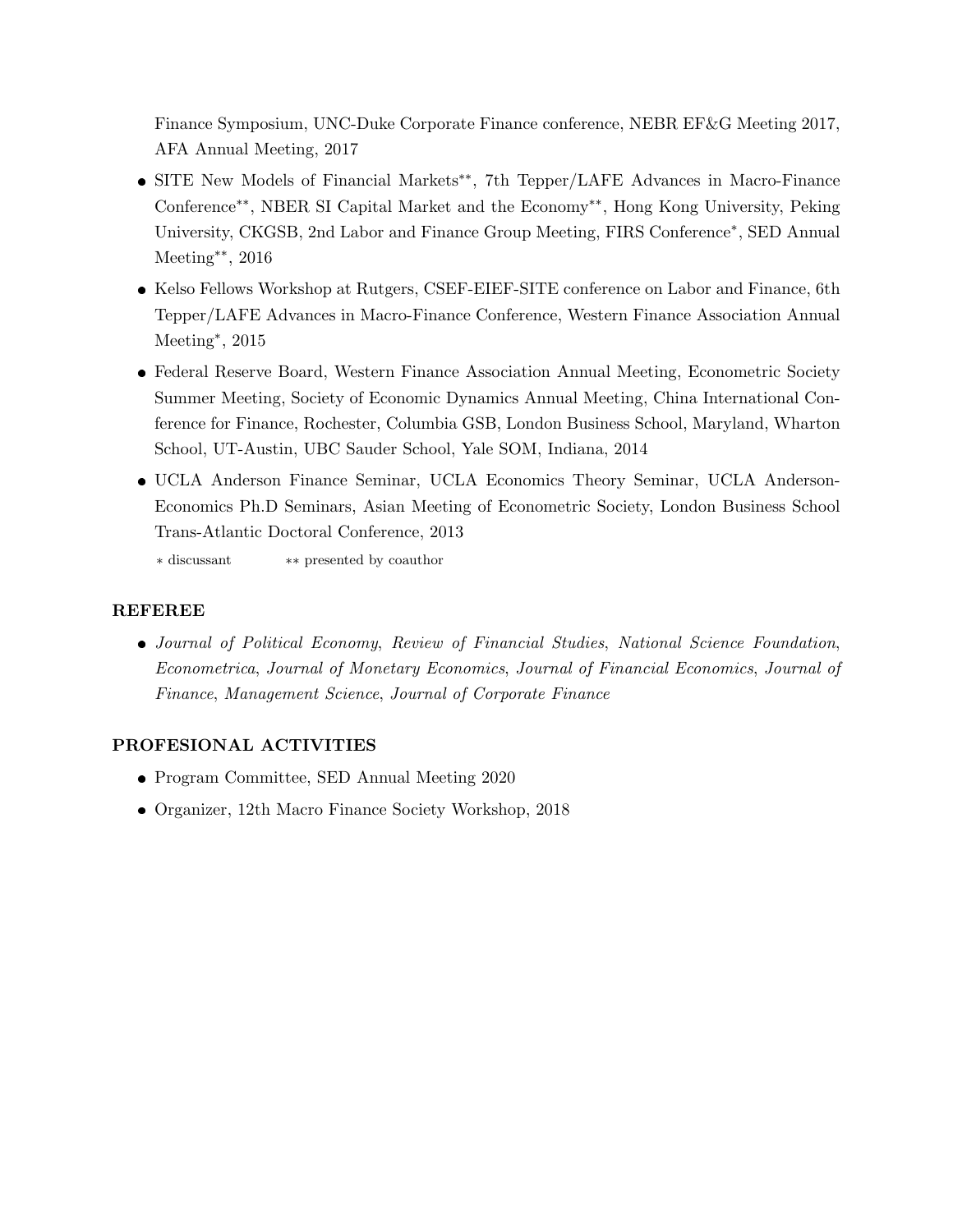Finance Symposium, UNC-Duke Corporate Finance conference, NEBR EF&G Meeting 2017, AFA Annual Meeting, 2017

- SITE New Models of Financial Markets**, 7th Tepper/LAFE Advances in Macro-Finance Conference**, NBER SI Capital Market and the Economy**, Hong Kong University, Peking University, CKGSB, 2nd Labor and Finance Group Meeting, FIRS Conference*, SED Annual Meeting**, 2016
- Kelso Fellows Workshop at Rutgers, CSEF-EIEF-SITE conference on Labor and Finance, 6th Tepper/LAFE Advances in Macro-Finance Conference, Western Finance Association Annual Meeting*, 2015
- Federal Reserve Board, Western Finance Association Annual Meeting, Econometric Society Summer Meeting, Society of Economic Dynamics Annual Meeting, China International Conference for Finance, Rochester, Columbia GSB, London Business School, Maryland, Wharton School, UT-Austin, UBC Sauder School, Yale SOM, Indiana, 2014
- UCLA Anderson Finance Seminar, UCLA Economics Theory Seminar, UCLA Anderson-Economics Ph.D Seminars, Asian Meeting of Econometric Society, London Business School Trans-Atlantic Doctoral Conference, 2013

  * discussant        ** presented by coauthor

## REFEREE

- *Journal of Political Economy*, *Review of Financial Studies*, *National Science Foundation*, *Econometrica*, *Journal of Monetary Economics*, *Journal of Financial Economics*, *Journal of Finance*, *Management Science*, *Journal of Corporate Finance*

## PROFESIONAL ACTIVITIES

- Program Committee, SED Annual Meeting 2020
- Organizer, 12th Macro Finance Society Workshop, 2018